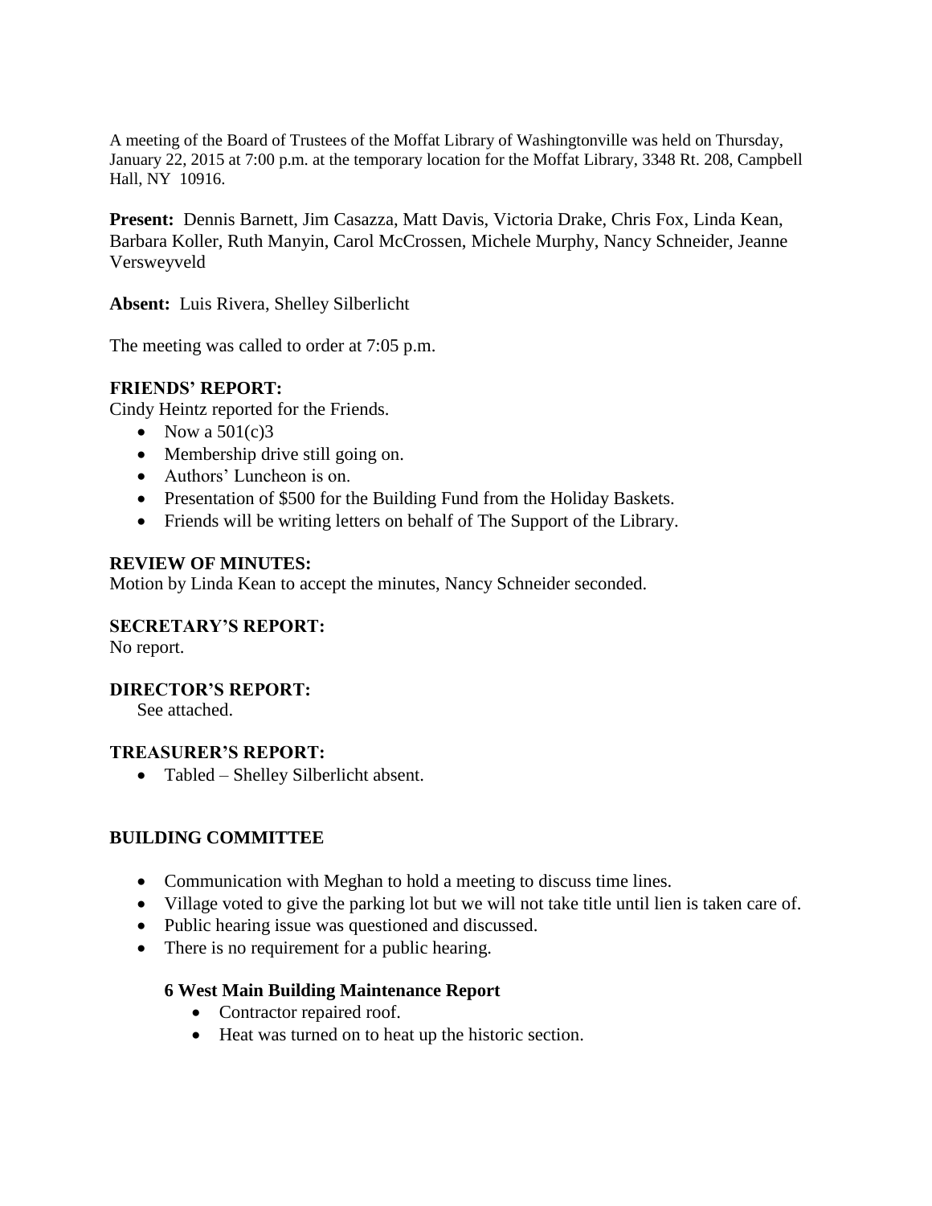A meeting of the Board of Trustees of the Moffat Library of Washingtonville was held on Thursday, January 22, 2015 at 7:00 p.m. at the temporary location for the Moffat Library, 3348 Rt. 208, Campbell Hall, NY 10916.

**Present:** Dennis Barnett, Jim Casazza, Matt Davis, Victoria Drake, Chris Fox, Linda Kean, Barbara Koller, Ruth Manyin, Carol McCrossen, Michele Murphy, Nancy Schneider, Jeanne Versweyveld

**Absent:** Luis Rivera, Shelley Silberlicht

The meeting was called to order at 7:05 p.m.

**FRIENDS' REPORT:**

Cindy Heintz reported for the Friends.

- Now a 501(c)3
- Membership drive still going on.
- Authors' Luncheon is on.
- Presentation of $500 for the Building Fund from the Holiday Baskets.
- Friends will be writing letters on behalf of The Support of the Library.

**REVIEW OF MINUTES:**

Motion by Linda Kean to accept the minutes, Nancy Schneider seconded.

**SECRETARY'S REPORT:**

No report.

**DIRECTOR'S REPORT:**

See attached.

**TREASURER'S REPORT:**

- Tabled – Shelley Silberlicht absent.

**BUILDING COMMITTEE**

- Communication with Meghan to hold a meeting to discuss time lines.
- Village voted to give the parking lot but we will not take title until lien is taken care of.
- Public hearing issue was questioned and discussed.
- There is no requirement for a public hearing.

**6 West Main Building Maintenance Report**

- Contractor repaired roof.
- Heat was turned on to heat up the historic section.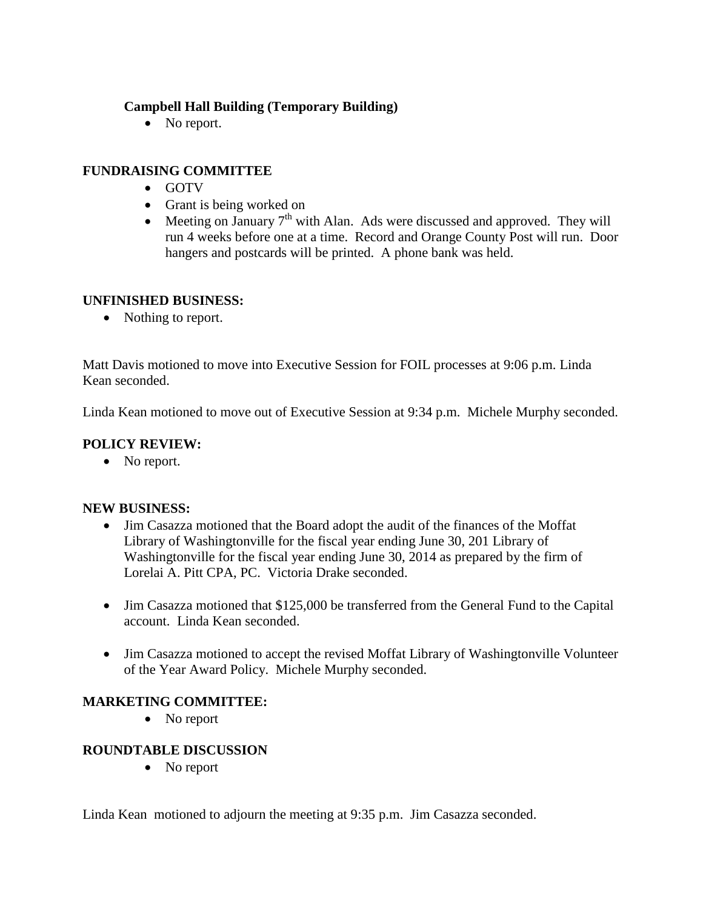**Campbell Hall Building (Temporary Building)**

- No report.

**FUNDRAISING COMMITTEE**

- GOTV
- Grant is being worked on
- Meeting on January 7th with Alan. Ads were discussed and approved. They will run 4 weeks before one at a time. Record and Orange County Post will run. Door hangers and postcards will be printed. A phone bank was held.

**UNFINISHED BUSINESS:**

- Nothing to report.

Matt Davis motioned to move into Executive Session for FOIL processes at 9:06 p.m. Linda Kean seconded.

Linda Kean motioned to move out of Executive Session at 9:34 p.m. Michele Murphy seconded.

**POLICY REVIEW:**

- No report.

**NEW BUSINESS:**

- Jim Casazza motioned that the Board adopt the audit of the finances of the Moffat Library of Washingtonville for the fiscal year ending June 30, 201 Library of Washingtonville for the fiscal year ending June 30, 2014 as prepared by the firm of Lorelai A. Pitt CPA, PC. Victoria Drake seconded.

- Jim Casazza motioned that $125,000 be transferred from the General Fund to the Capital account. Linda Kean seconded.

- Jim Casazza motioned to accept the revised Moffat Library of Washingtonville Volunteer of the Year Award Policy. Michele Murphy seconded.

**MARKETING COMMITTEE:**

- No report

**ROUNDTABLE DISCUSSION**

- No report

Linda Kean motioned to adjourn the meeting at 9:35 p.m. Jim Casazza seconded.